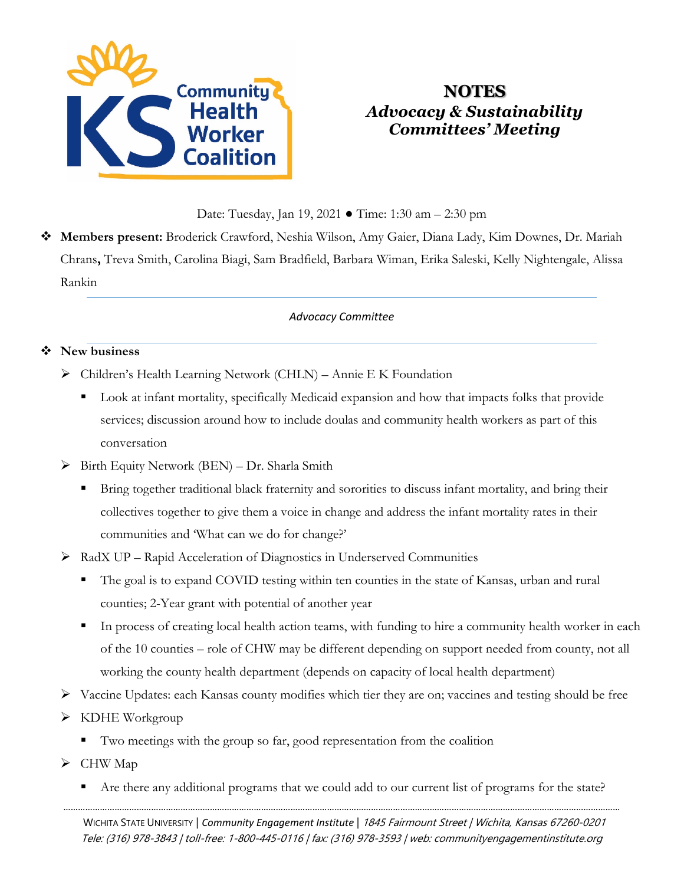# NOTES

## *Advocacy & Sustainability Committees' Meeting*

Date: Tuesday, Jan 19, 2021 ● Time: 1:30 am – 2:30 pm

- **Members present:** Broderick Crawford, Neshia Wilson, Amy Gaier, Diana Lady, Kim Downes, Dr. Mariah Chrans**,** Treva Smith, Carolina Biagi, Sam Bradfield, Barbara Wiman, Erika Saleski, Kelly Nightengale, Alissa Rankin

---

*Advocacy Committee*

---

- **New business**
  - Children's Health Learning Network (CHLN) – Annie E K Foundation
    - Look at infant mortality, specifically Medicaid expansion and how that impacts folks that provide services; discussion around how to include doulas and community health workers as part of this conversation
  - Birth Equity Network (BEN) – Dr. Sharla Smith
    - Bring together traditional black fraternity and sororities to discuss infant mortality, and bring their collectives together to give them a voice in change and address the infant mortality rates in their communities and 'What can we do for change?'
  - RadX UP – Rapid Acceleration of Diagnostics in Underserved Communities
    - The goal is to expand COVID testing within ten counties in the state of Kansas, urban and rural counties; 2-Year grant with potential of another year
    - In process of creating local health action teams, with funding to hire a community health worker in each of the 10 counties – role of CHW may be different depending on support needed from county, not all working the county health department (depends on capacity of local health department)
  - Vaccine Updates: each Kansas county modifies which tier they are on; vaccines and testing should be free
  - KDHE Workgroup
    - Two meetings with the group so far, good representation from the coalition
  - CHW Map
    - Are there any additional programs that we could add to our current list of programs for the state?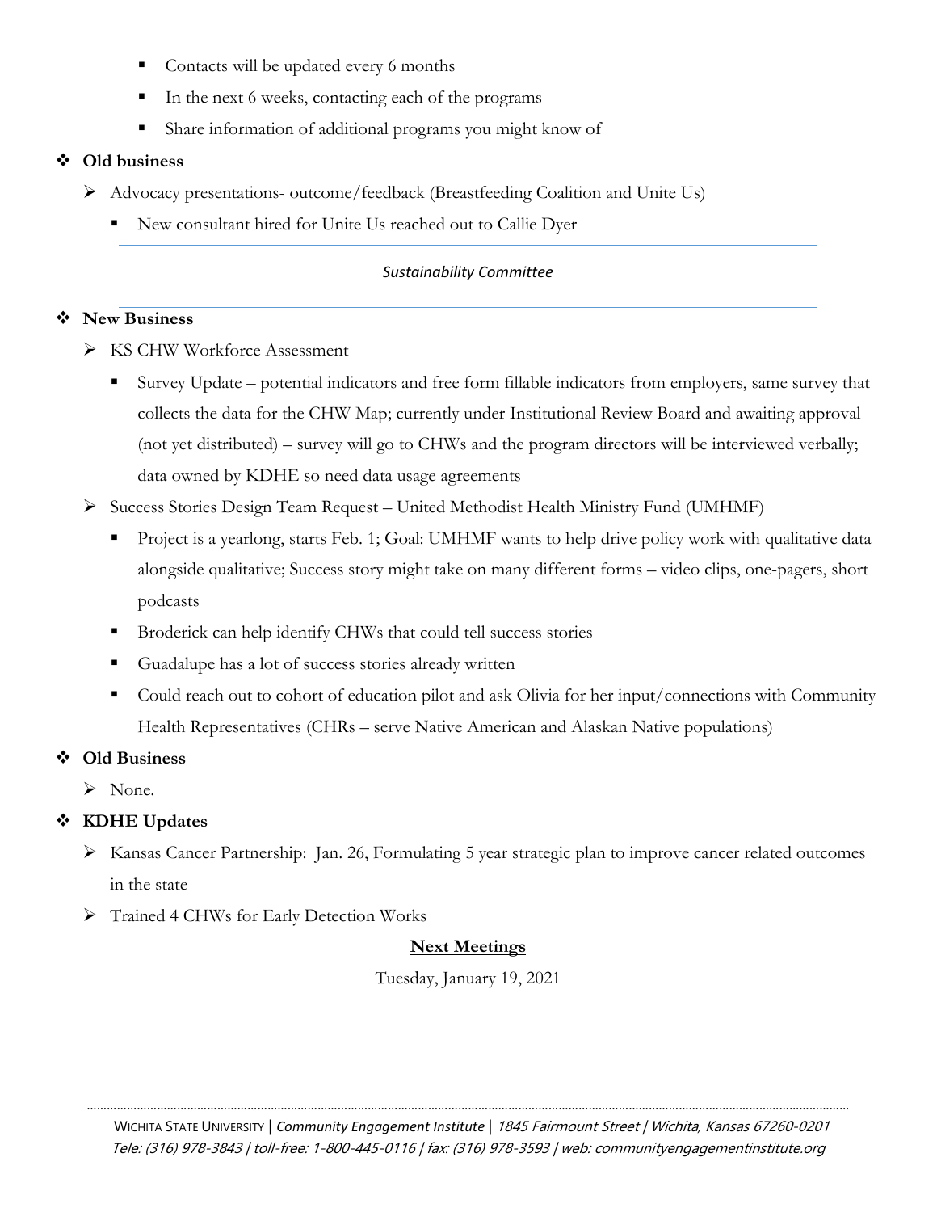- Contacts will be updated every 6 months
- In the next 6 weeks, contacting each of the programs
- Share information of additional programs you might know of

- **Old business**
  - Advocacy presentations- outcome/feedback (Breastfeeding Coalition and Unite Us)
    - New consultant hired for Unite Us reached out to Callie Dyer

*Sustainability Committee*

- **New Business**
  - KS CHW Workforce Assessment
    - Survey Update – potential indicators and free form fillable indicators from employers, same survey that collects the data for the CHW Map; currently under Institutional Review Board and awaiting approval (not yet distributed) – survey will go to CHWs and the program directors will be interviewed verbally; data owned by KDHE so need data usage agreements
  - Success Stories Design Team Request – United Methodist Health Ministry Fund (UMHMF)
    - Project is a yearlong, starts Feb. 1; Goal: UMHMF wants to help drive policy work with qualitative data alongside qualitative; Success story might take on many different forms – video clips, one-pagers, short podcasts
    - Broderick can help identify CHWs that could tell success stories
    - Guadalupe has a lot of success stories already written
    - Could reach out to cohort of education pilot and ask Olivia for her input/connections with Community Health Representatives (CHRs – serve Native American and Alaskan Native populations)

- **Old Business**
  - None.

- **KDHE Updates**
  - Kansas Cancer Partnership: Jan. 26, Formulating 5 year strategic plan to improve cancer related outcomes in the state
  - Trained 4 CHWs for Early Detection Works

**Next Meetings**

Tuesday, January 19, 2021